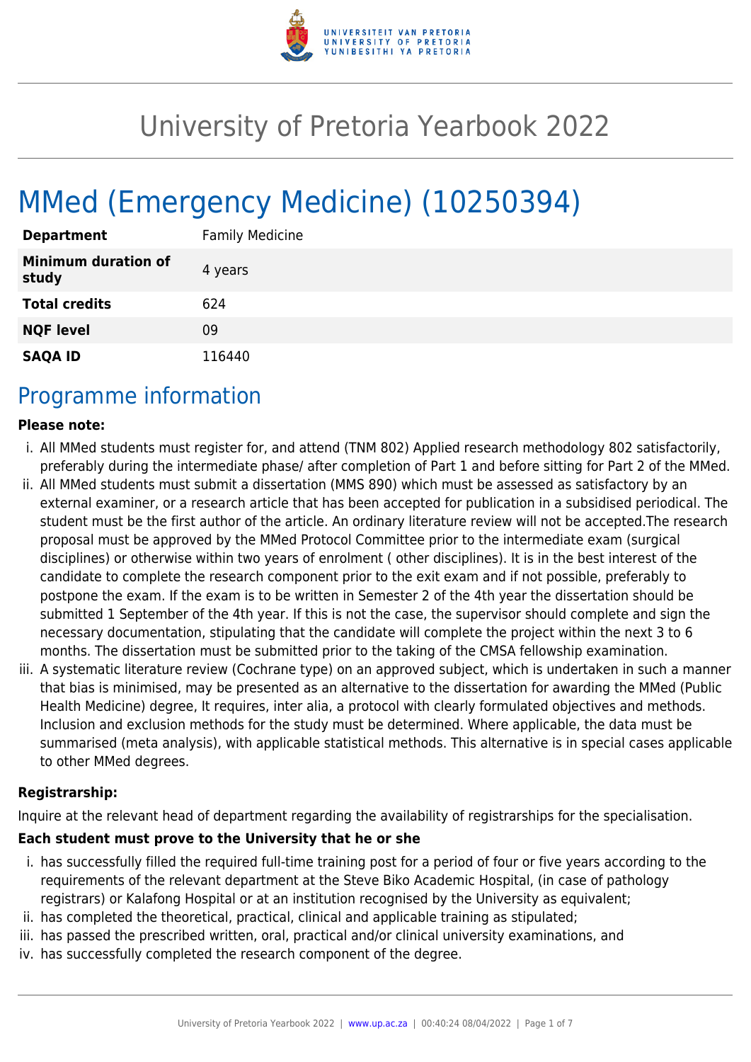# University of Pretoria Yearbook 2022

# MMed (Emergency Medicine) (10250394)

| | |
|---|---|
| **Department** | Family Medicine |
| **Minimum duration of study** | 4 years |
| **Total credits** | 624 |
| **NQF level** | 09 |
| **SAQA ID** | 116440 |

## Programme information

**Please note:**

i. All MMed students must register for, and attend (TNM 802) Applied research methodology 802 satisfactorily, preferably during the intermediate phase/ after completion of Part 1 and before sitting for Part 2 of the MMed.

ii. All MMed students must submit a dissertation (MMS 890) which must be assessed as satisfactory by an external examiner, or a research article that has been accepted for publication in a subsidised periodical. The student must be the first author of the article. An ordinary literature review will not be accepted.The research proposal must be approved by the MMed Protocol Committee prior to the intermediate exam (surgical disciplines) or otherwise within two years of enrolment ( other disciplines). It is in the best interest of the candidate to complete the research component prior to the exit exam and if not possible, preferably to postpone the exam. If the exam is to be written in Semester 2 of the 4th year the dissertation should be submitted 1 September of the 4th year. If this is not the case, the supervisor should complete and sign the necessary documentation, stipulating that the candidate will complete the project within the next 3 to 6 months. The dissertation must be submitted prior to the taking of the CMSA fellowship examination.

iii. A systematic literature review (Cochrane type) on an approved subject, which is undertaken in such a manner that bias is minimised, may be presented as an alternative to the dissertation for awarding the MMed (Public Health Medicine) degree, It requires, inter alia, a protocol with clearly formulated objectives and methods. Inclusion and exclusion methods for the study must be determined. Where applicable, the data must be summarised (meta analysis), with applicable statistical methods. This alternative is in special cases applicable to other MMed degrees.

**Registrarship:**

Inquire at the relevant head of department regarding the availability of registrarships for the specialisation.

**Each student must prove to the University that he or she**

i. has successfully filled the required full-time training post for a period of four or five years according to the requirements of the relevant department at the Steve Biko Academic Hospital, (in case of pathology registrars) or Kalafong Hospital or at an institution recognised by the University as equivalent;

ii. has completed the theoretical, practical, clinical and applicable training as stipulated;

iii. has passed the prescribed written, oral, practical and/or clinical university examinations, and

iv. has successfully completed the research component of the degree.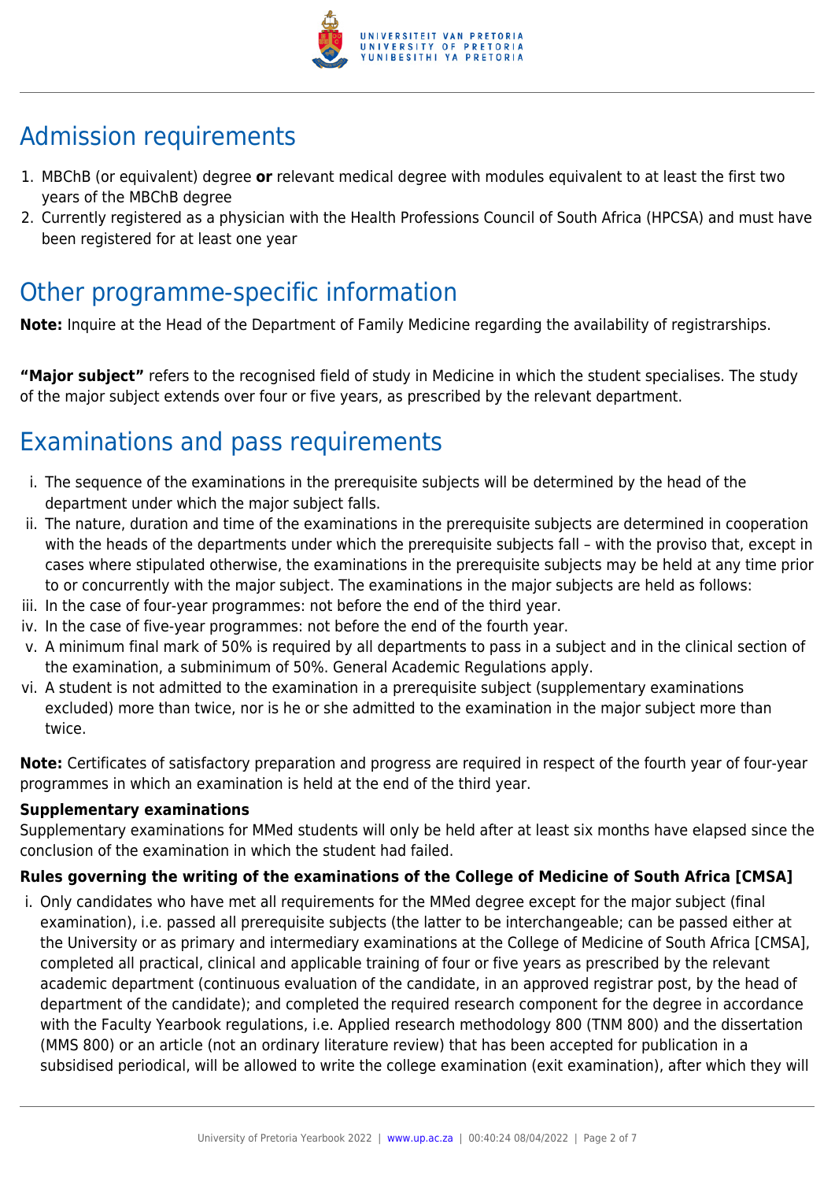## Admission requirements

1. MBChB (or equivalent) degree **or** relevant medical degree with modules equivalent to at least the first two years of the MBChB degree
2. Currently registered as a physician with the Health Professions Council of South Africa (HPCSA) and must have been registered for at least one year

## Other programme-specific information

**Note:** Inquire at the Head of the Department of Family Medicine regarding the availability of registrarships.

**"Major subject"** refers to the recognised field of study in Medicine in which the student specialises. The study of the major subject extends over four or five years, as prescribed by the relevant department.

## Examinations and pass requirements

i. The sequence of the examinations in the prerequisite subjects will be determined by the head of the department under which the major subject falls.
ii. The nature, duration and time of the examinations in the prerequisite subjects are determined in cooperation with the heads of the departments under which the prerequisite subjects fall – with the proviso that, except in cases where stipulated otherwise, the examinations in the prerequisite subjects may be held at any time prior to or concurrently with the major subject. The examinations in the major subjects are held as follows:
iii. In the case of four-year programmes: not before the end of the third year.
iv. In the case of five-year programmes: not before the end of the fourth year.
v. A minimum final mark of 50% is required by all departments to pass in a subject and in the clinical section of the examination, a subminimum of 50%. General Academic Regulations apply.
vi. A student is not admitted to the examination in a prerequisite subject (supplementary examinations excluded) more than twice, nor is he or she admitted to the examination in the major subject more than twice.

**Note:** Certificates of satisfactory preparation and progress are required in respect of the fourth year of four-year programmes in which an examination is held at the end of the third year.

**Supplementary examinations**

Supplementary examinations for MMed students will only be held after at least six months have elapsed since the conclusion of the examination in which the student had failed.

**Rules governing the writing of the examinations of the College of Medicine of South Africa [CMSA]**

i. Only candidates who have met all requirements for the MMed degree except for the major subject (final examination), i.e. passed all prerequisite subjects (the latter to be interchangeable; can be passed either at the University or as primary and intermediary examinations at the College of Medicine of South Africa [CMSA], completed all practical, clinical and applicable training of four or five years as prescribed by the relevant academic department (continuous evaluation of the candidate, in an approved registrar post, by the head of department of the candidate); and completed the required research component for the degree in accordance with the Faculty Yearbook regulations, i.e. Applied research methodology 800 (TNM 800) and the dissertation (MMS 800) or an article (not an ordinary literature review) that has been accepted for publication in a subsidised periodical, will be allowed to write the college examination (exit examination), after which they will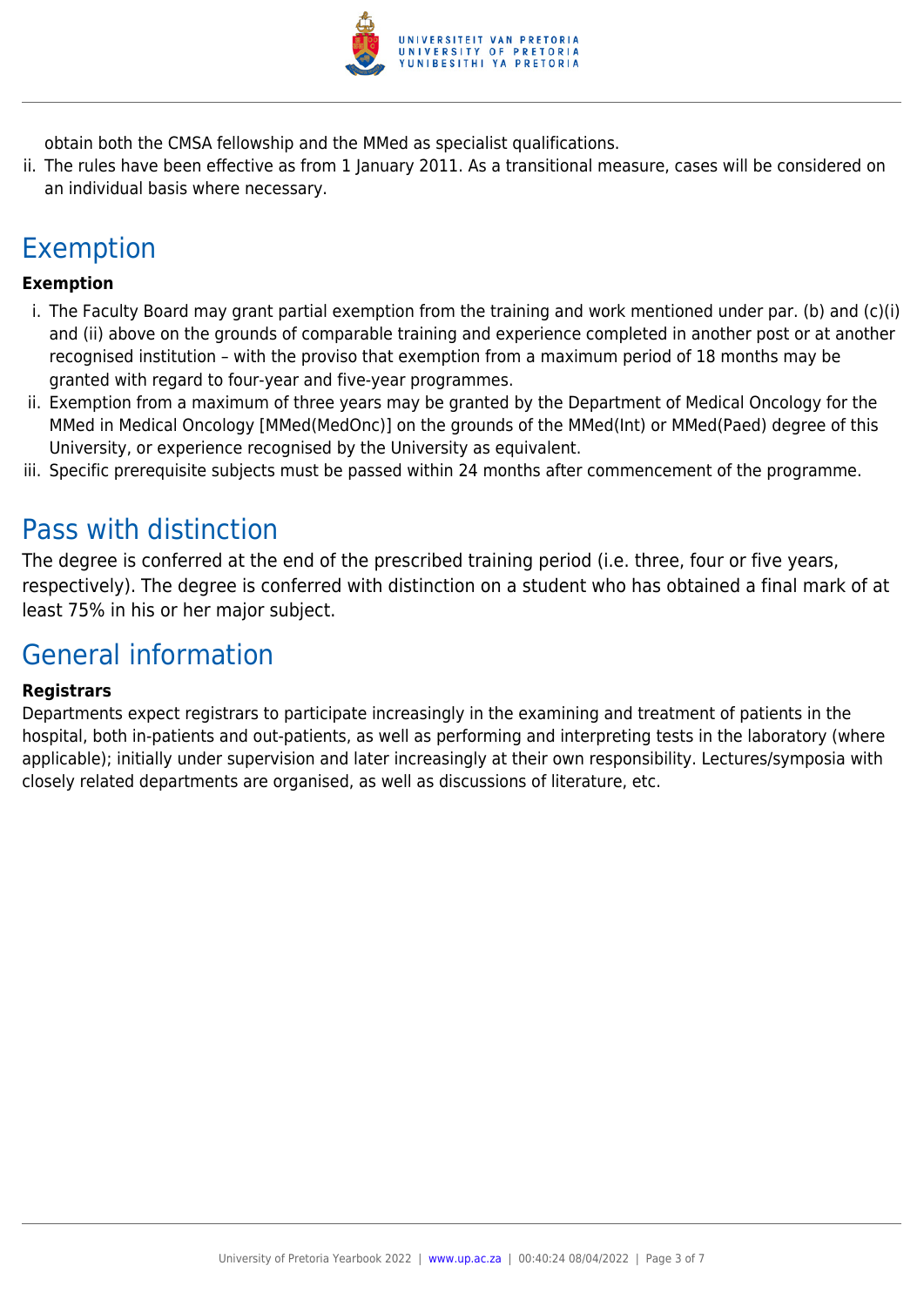obtain both the CMSA fellowship and the MMed as specialist qualifications.

ii. The rules have been effective as from 1 January 2011. As a transitional measure, cases will be considered on an individual basis where necessary.

## Exemption

**Exemption**

i. The Faculty Board may grant partial exemption from the training and work mentioned under par. (b) and (c)(i) and (ii) above on the grounds of comparable training and experience completed in another post or at another recognised institution – with the proviso that exemption from a maximum period of 18 months may be granted with regard to four-year and five-year programmes.
ii. Exemption from a maximum of three years may be granted by the Department of Medical Oncology for the MMed in Medical Oncology [MMed(MedOnc)] on the grounds of the MMed(Int) or MMed(Paed) degree of this University, or experience recognised by the University as equivalent.
iii. Specific prerequisite subjects must be passed within 24 months after commencement of the programme.

## Pass with distinction

The degree is conferred at the end of the prescribed training period (i.e. three, four or five years, respectively). The degree is conferred with distinction on a student who has obtained a final mark of at least 75% in his or her major subject.

## General information

**Registrars**

Departments expect registrars to participate increasingly in the examining and treatment of patients in the hospital, both in-patients and out-patients, as well as performing and interpreting tests in the laboratory (where applicable); initially under supervision and later increasingly at their own responsibility. Lectures/symposia with closely related departments are organised, as well as discussions of literature, etc.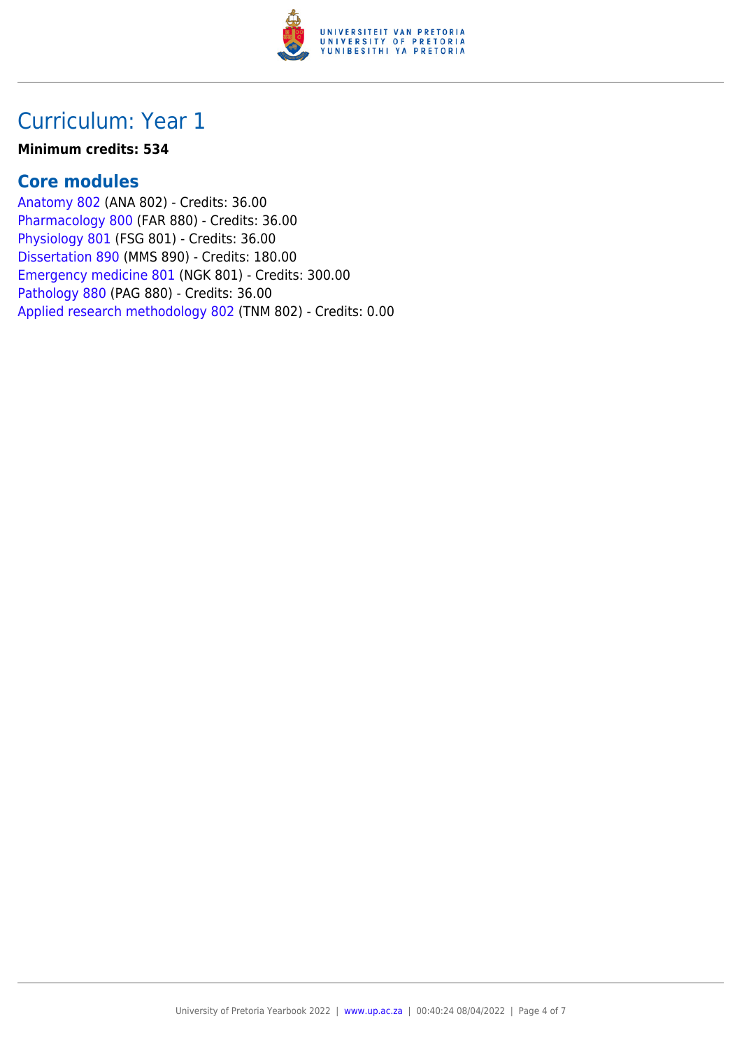# Curriculum: Year 1

**Minimum credits: 534**

## Core modules

Anatomy 802 (ANA 802) - Credits: 36.00
Pharmacology 800 (FAR 880) - Credits: 36.00
Physiology 801 (FSG 801) - Credits: 36.00
Dissertation 890 (MMS 890) - Credits: 180.00
Emergency medicine 801 (NGK 801) - Credits: 300.00
Pathology 880 (PAG 880) - Credits: 36.00
Applied research methodology 802 (TNM 802) - Credits: 0.00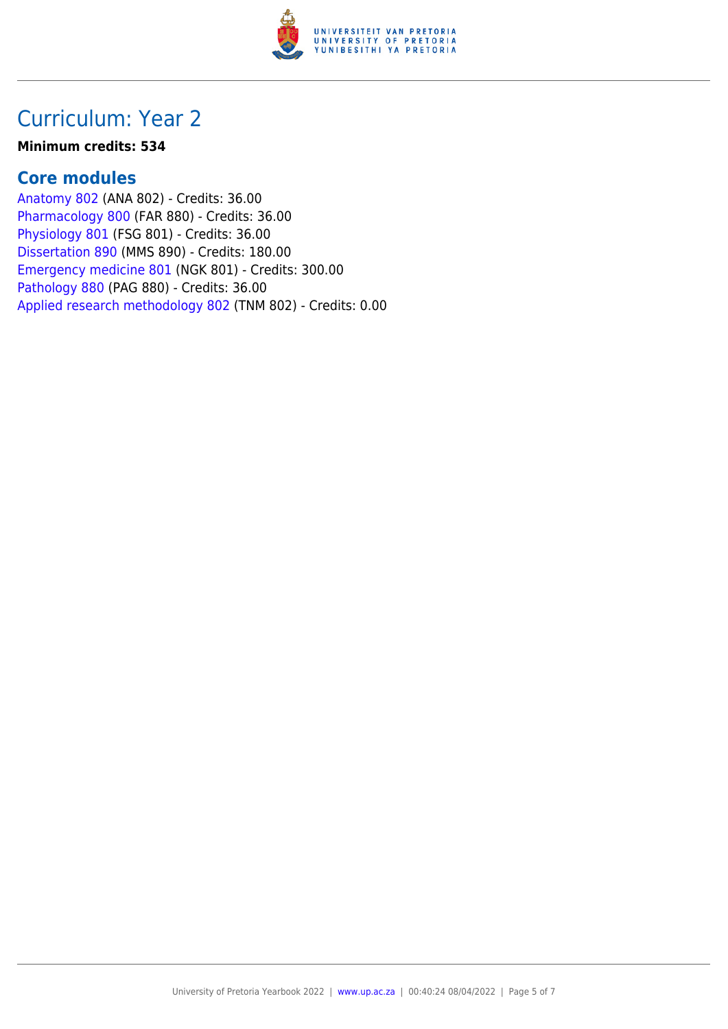## Curriculum: Year 2

**Minimum credits: 534**

### Core modules

Anatomy 802 (ANA 802) - Credits: 36.00
Pharmacology 800 (FAR 880) - Credits: 36.00
Physiology 801 (FSG 801) - Credits: 36.00
Dissertation 890 (MMS 890) - Credits: 180.00
Emergency medicine 801 (NGK 801) - Credits: 300.00
Pathology 880 (PAG 880) - Credits: 36.00
Applied research methodology 802 (TNM 802) - Credits: 0.00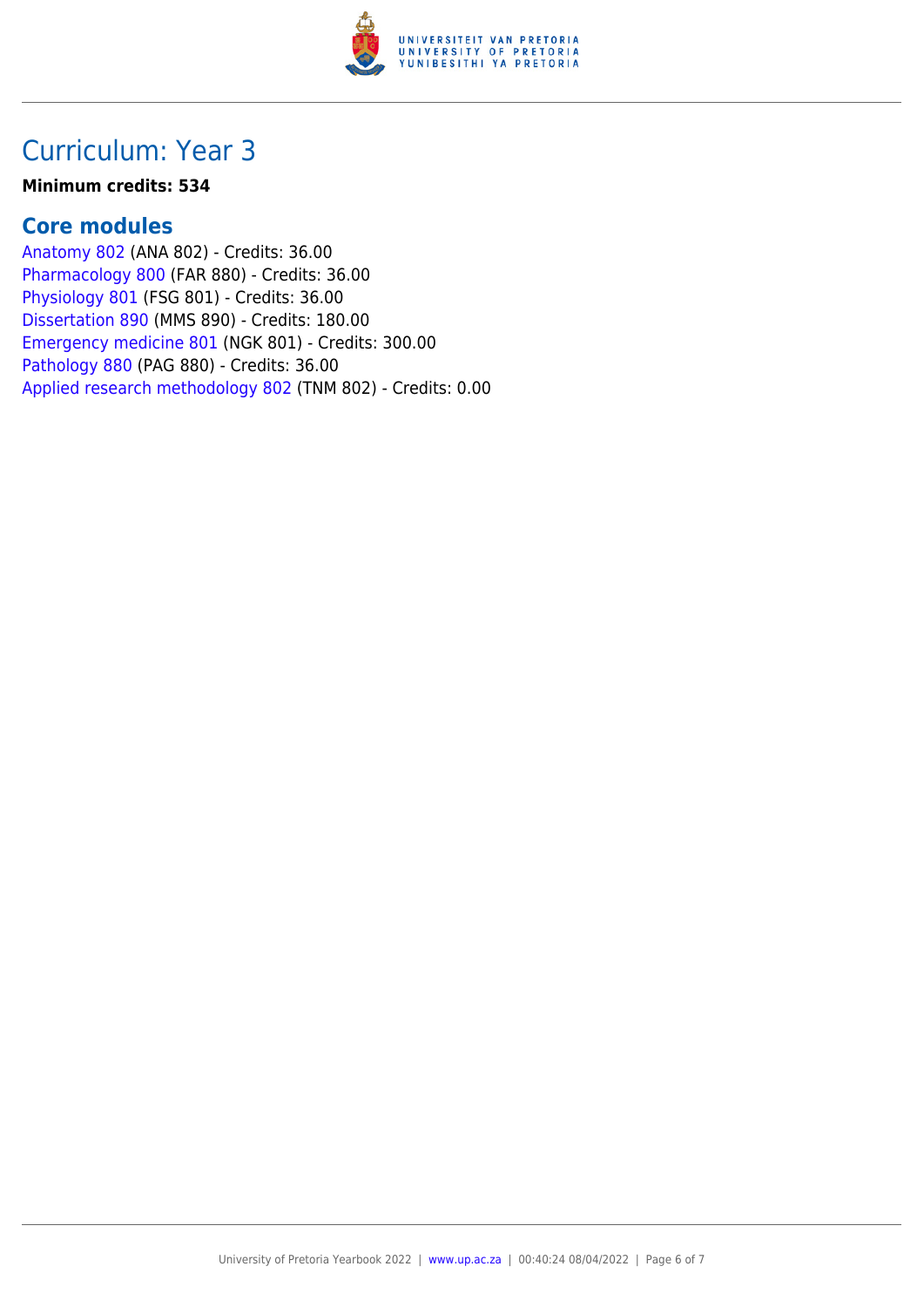## Curriculum: Year 3

**Minimum credits: 534**

### Core modules

Anatomy 802 (ANA 802) - Credits: 36.00
Pharmacology 800 (FAR 880) - Credits: 36.00
Physiology 801 (FSG 801) - Credits: 36.00
Dissertation 890 (MMS 890) - Credits: 180.00
Emergency medicine 801 (NGK 801) - Credits: 300.00
Pathology 880 (PAG 880) - Credits: 36.00
Applied research methodology 802 (TNM 802) - Credits: 0.00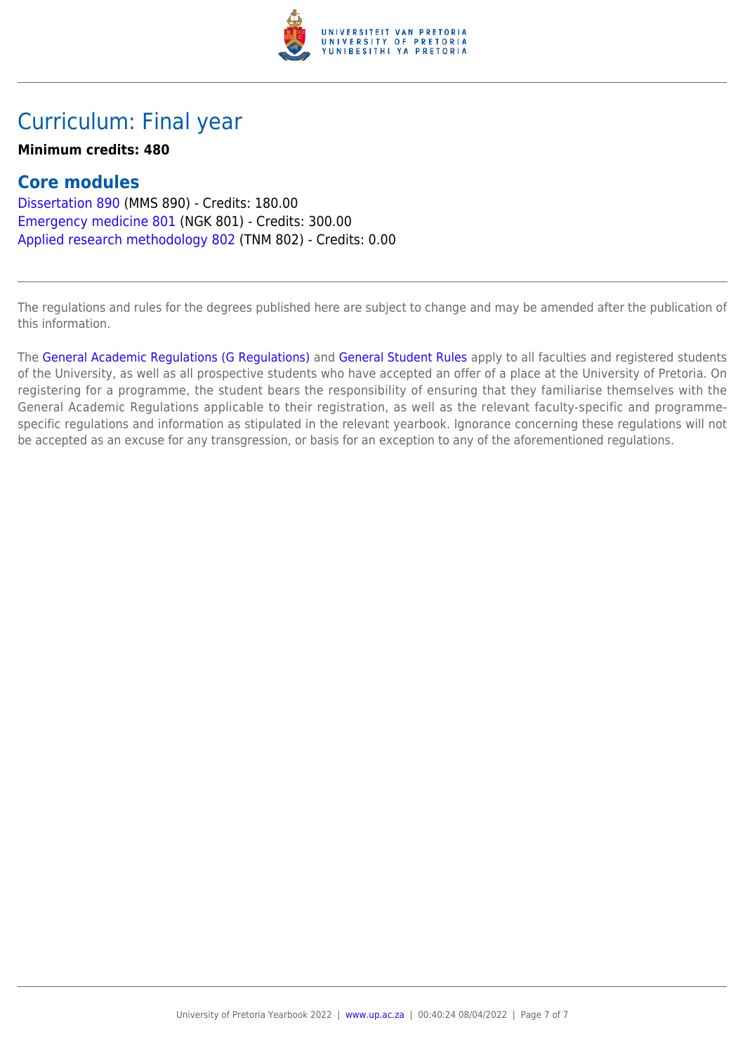# Curriculum: Final year

**Minimum credits: 480**

## Core modules

Dissertation 890 (MMS 890) - Credits: 180.00
Emergency medicine 801 (NGK 801) - Credits: 300.00
Applied research methodology 802 (TNM 802) - Credits: 0.00

---

The regulations and rules for the degrees published here are subject to change and may be amended after the publication of this information.

The General Academic Regulations (G Regulations) and General Student Rules apply to all faculties and registered students of the University, as well as all prospective students who have accepted an offer of a place at the University of Pretoria. On registering for a programme, the student bears the responsibility of ensuring that they familiarise themselves with the General Academic Regulations applicable to their registration, as well as the relevant faculty-specific and programme-specific regulations and information as stipulated in the relevant yearbook. Ignorance concerning these regulations will not be accepted as an excuse for any transgression, or basis for an exception to any of the aforementioned regulations.